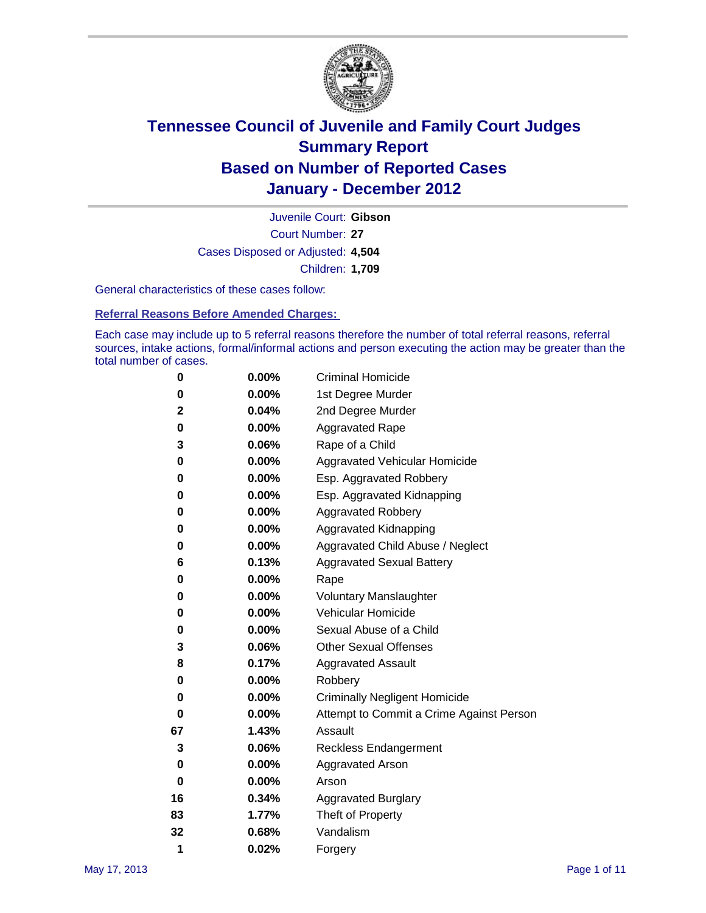# Tennessee Council of Juvenile and Family Court Judges
## Summary Report
## Based on Number of Reported Cases
## January - December 2012

Juvenile Court: **Gibson**

Court Number: **27**

Cases Disposed or Adjusted: **4,504**

Children: **1,709**

General characteristics of these cases follow:

### Referral Reasons Before Amended Charges:

Each case may include up to 5 referral reasons therefore the number of total referral reasons, referral sources, intake actions, formal/informal actions and person executing the action may be greater than the total number of cases.

| Count | Percent | Referral Reason |
|---|---|---|
| 0 | 0.00% | Criminal Homicide |
| 0 | 0.00% | 1st Degree Murder |
| 2 | 0.04% | 2nd Degree Murder |
| 0 | 0.00% | Aggravated Rape |
| 3 | 0.06% | Rape of a Child |
| 0 | 0.00% | Aggravated Vehicular Homicide |
| 0 | 0.00% | Esp. Aggravated Robbery |
| 0 | 0.00% | Esp. Aggravated Kidnapping |
| 0 | 0.00% | Aggravated Robbery |
| 0 | 0.00% | Aggravated Kidnapping |
| 0 | 0.00% | Aggravated Child Abuse / Neglect |
| 6 | 0.13% | Aggravated Sexual Battery |
| 0 | 0.00% | Rape |
| 0 | 0.00% | Voluntary Manslaughter |
| 0 | 0.00% | Vehicular Homicide |
| 0 | 0.00% | Sexual Abuse of a Child |
| 3 | 0.06% | Other Sexual Offenses |
| 8 | 0.17% | Aggravated Assault |
| 0 | 0.00% | Robbery |
| 0 | 0.00% | Criminally Negligent Homicide |
| 0 | 0.00% | Attempt to Commit a Crime Against Person |
| 67 | 1.43% | Assault |
| 3 | 0.06% | Reckless Endangerment |
| 0 | 0.00% | Aggravated Arson |
| 0 | 0.00% | Arson |
| 16 | 0.34% | Aggravated Burglary |
| 83 | 1.77% | Theft of Property |
| 32 | 0.68% | Vandalism |
| 1 | 0.02% | Forgery |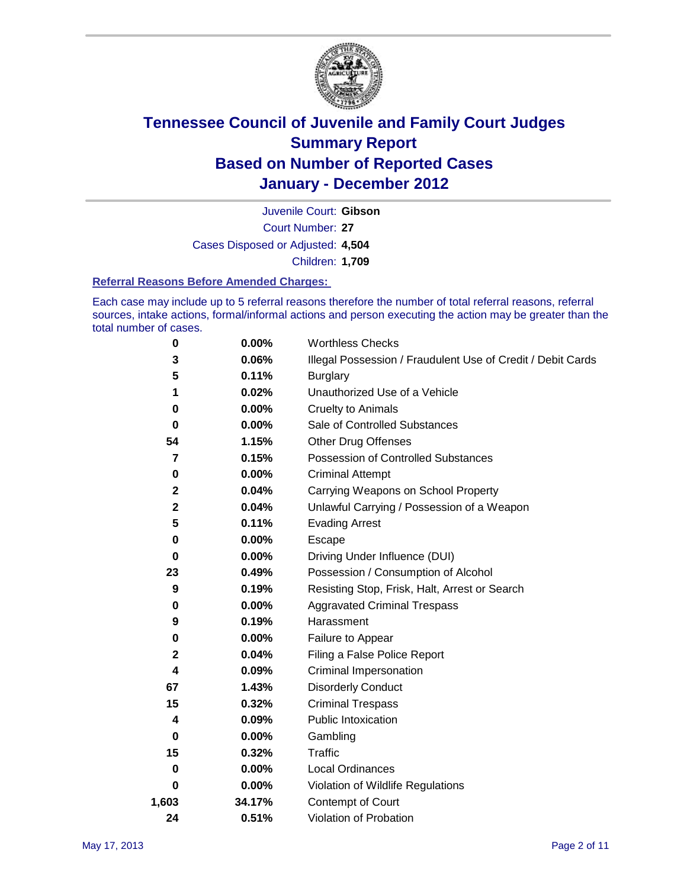# Tennessee Council of Juvenile and Family Court Judges
## Summary Report
## Based on Number of Reported Cases
## January - December 2012

Juvenile Court: **Gibson**

Court Number: **27**

Cases Disposed or Adjusted: **4,504**

Children: **1,709**

### Referral Reasons Before Amended Charges:

Each case may include up to 5 referral reasons therefore the number of total referral reasons, referral sources, intake actions, formal/informal actions and person executing the action may be greater than the total number of cases.

| Count | Percent | Referral Reason |
|---|---|---|
| 0 | 0.00% | Worthless Checks |
| 3 | 0.06% | Illegal Possession / Fraudulent Use of Credit / Debit Cards |
| 5 | 0.11% | Burglary |
| 1 | 0.02% | Unauthorized Use of a Vehicle |
| 0 | 0.00% | Cruelty to Animals |
| 0 | 0.00% | Sale of Controlled Substances |
| 54 | 1.15% | Other Drug Offenses |
| 7 | 0.15% | Possession of Controlled Substances |
| 0 | 0.00% | Criminal Attempt |
| 2 | 0.04% | Carrying Weapons on School Property |
| 2 | 0.04% | Unlawful Carrying / Possession of a Weapon |
| 5 | 0.11% | Evading Arrest |
| 0 | 0.00% | Escape |
| 0 | 0.00% | Driving Under Influence (DUI) |
| 23 | 0.49% | Possession / Consumption of Alcohol |
| 9 | 0.19% | Resisting Stop, Frisk, Halt, Arrest or Search |
| 0 | 0.00% | Aggravated Criminal Trespass |
| 9 | 0.19% | Harassment |
| 0 | 0.00% | Failure to Appear |
| 2 | 0.04% | Filing a False Police Report |
| 4 | 0.09% | Criminal Impersonation |
| 67 | 1.43% | Disorderly Conduct |
| 15 | 0.32% | Criminal Trespass |
| 4 | 0.09% | Public Intoxication |
| 0 | 0.00% | Gambling |
| 15 | 0.32% | Traffic |
| 0 | 0.00% | Local Ordinances |
| 0 | 0.00% | Violation of Wildlife Regulations |
| 1,603 | 34.17% | Contempt of Court |
| 24 | 0.51% | Violation of Probation |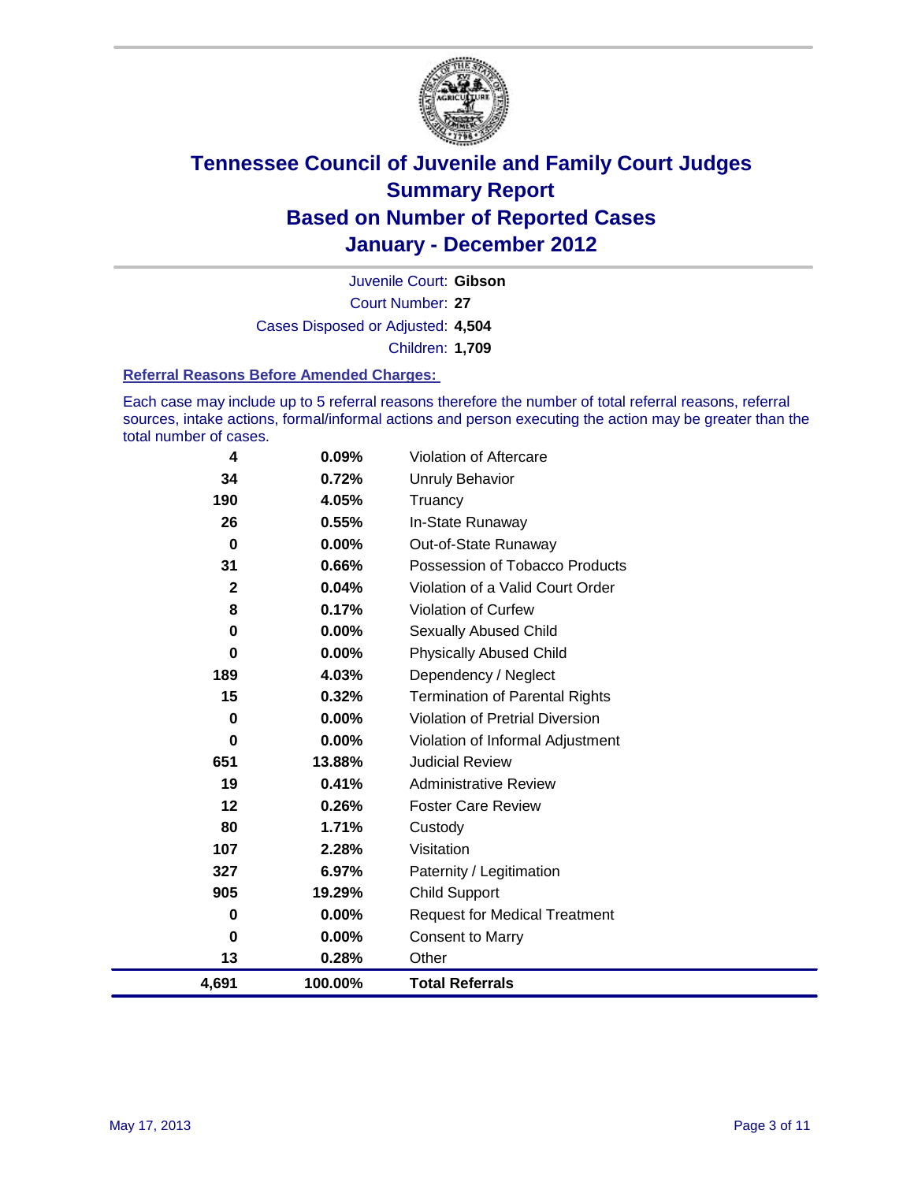# Tennessee Council of Juvenile and Family Court Judges
## Summary Report
## Based on Number of Reported Cases
## January - December 2012

Juvenile Court: **Gibson**
Court Number: **27**
Cases Disposed or Adjusted: **4,504**
Children: **1,709**

### Referral Reasons Before Amended Charges:

Each case may include up to 5 referral reasons therefore the number of total referral reasons, referral sources, intake actions, formal/informal actions and person executing the action may be greater than the total number of cases.

| Count | Percent | Referral Reason |
|---|---|---|
| 4 | 0.09% | Violation of Aftercare |
| 34 | 0.72% | Unruly Behavior |
| 190 | 4.05% | Truancy |
| 26 | 0.55% | In-State Runaway |
| 0 | 0.00% | Out-of-State Runaway |
| 31 | 0.66% | Possession of Tobacco Products |
| 2 | 0.04% | Violation of a Valid Court Order |
| 8 | 0.17% | Violation of Curfew |
| 0 | 0.00% | Sexually Abused Child |
| 0 | 0.00% | Physically Abused Child |
| 189 | 4.03% | Dependency / Neglect |
| 15 | 0.32% | Termination of Parental Rights |
| 0 | 0.00% | Violation of Pretrial Diversion |
| 0 | 0.00% | Violation of Informal Adjustment |
| 651 | 13.88% | Judicial Review |
| 19 | 0.41% | Administrative Review |
| 12 | 0.26% | Foster Care Review |
| 80 | 1.71% | Custody |
| 107 | 2.28% | Visitation |
| 327 | 6.97% | Paternity / Legitimation |
| 905 | 19.29% | Child Support |
| 0 | 0.00% | Request for Medical Treatment |
| 0 | 0.00% | Consent to Marry |
| 13 | 0.28% | Other |
| **4,691** | **100.00%** | **Total Referrals** |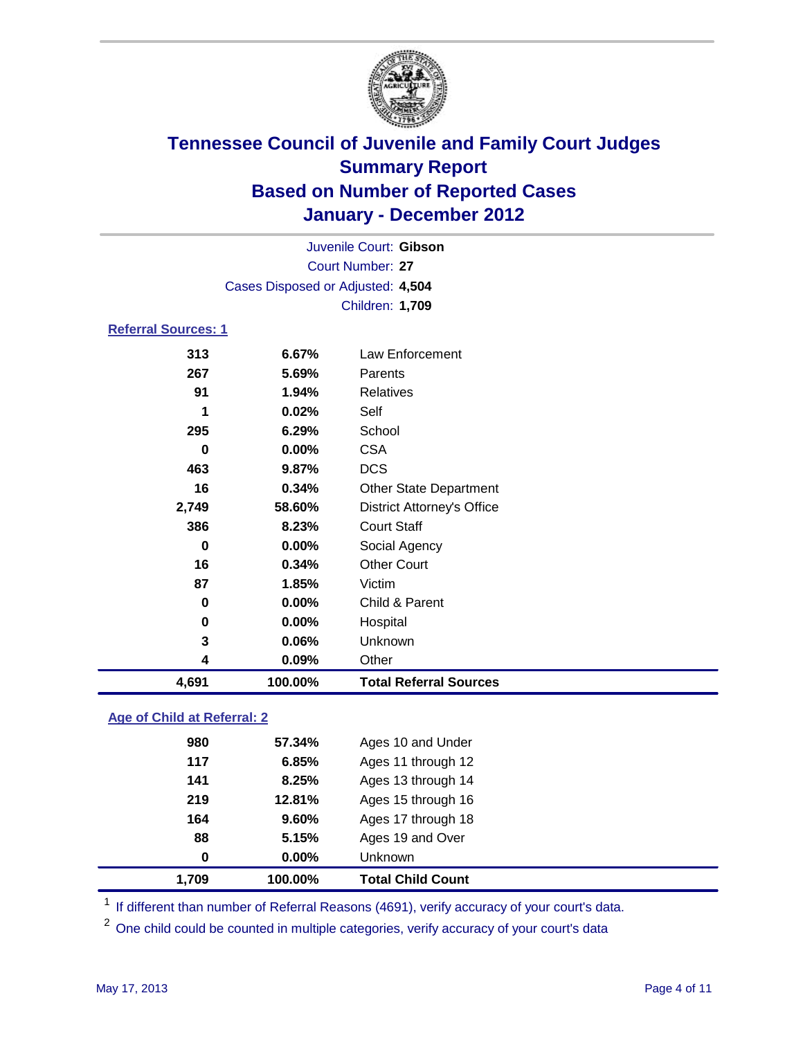# Tennessee Council of Juvenile and Family Court Judges
## Summary Report
## Based on Number of Reported Cases
## January - December 2012

Juvenile Court: **Gibson**
Court Number: **27**
Cases Disposed or Adjusted: **4,504**
Children: **1,709**

### Referral Sources: 1

| | | |
|---|---|---|
| 313 | 6.67% | Law Enforcement |
| 267 | 5.69% | Parents |
| 91 | 1.94% | Relatives |
| 1 | 0.02% | Self |
| 295 | 6.29% | School |
| 0 | 0.00% | CSA |
| 463 | 9.87% | DCS |
| 16 | 0.34% | Other State Department |
| 2,749 | 58.60% | District Attorney's Office |
| 386 | 8.23% | Court Staff |
| 0 | 0.00% | Social Agency |
| 16 | 0.34% | Other Court |
| 87 | 1.85% | Victim |
| 0 | 0.00% | Child & Parent |
| 0 | 0.00% | Hospital |
| 3 | 0.06% | Unknown |
| 4 | 0.09% | Other |
| **4,691** | **100.00%** | **Total Referral Sources** |

### Age of Child at Referral: 2

| | | |
|---|---|---|
| 980 | 57.34% | Ages 10 and Under |
| 117 | 6.85% | Ages 11 through 12 |
| 141 | 8.25% | Ages 13 through 14 |
| 219 | 12.81% | Ages 15 through 16 |
| 164 | 9.60% | Ages 17 through 18 |
| 88 | 5.15% | Ages 19 and Over |
| 0 | 0.00% | Unknown |
| **1,709** | **100.00%** | **Total Child Count** |

[1] If different than number of Referral Reasons (4691), verify accuracy of your court's data.

[2] One child could be counted in multiple categories, verify accuracy of your court's data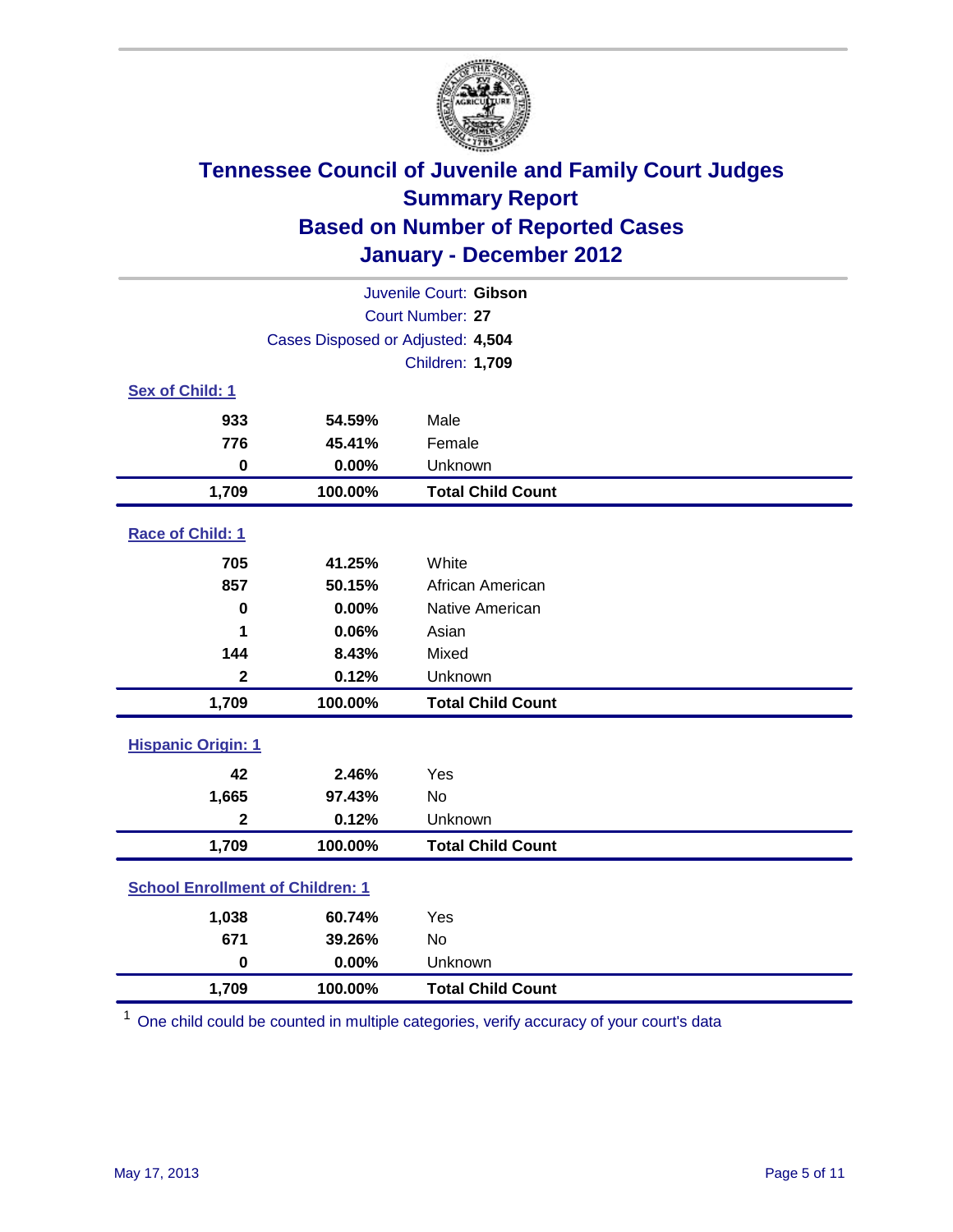# Tennessee Council of Juvenile and Family Court Judges
## Summary Report
## Based on Number of Reported Cases
## January - December 2012

Juvenile Court: **Gibson**

Court Number: **27**

Cases Disposed or Adjusted: **4,504**

Children: **1,709**

### Sex of Child: 1

| Count | Percent | Category |
|---|---|---|
| 933 | 54.59% | Male |
| 776 | 45.41% | Female |
| 0 | 0.00% | Unknown |
| **1,709** | **100.00%** | **Total Child Count** |

### Race of Child: 1

| Count | Percent | Category |
|---|---|---|
| 705 | 41.25% | White |
| 857 | 50.15% | African American |
| 0 | 0.00% | Native American |
| 1 | 0.06% | Asian |
| 144 | 8.43% | Mixed |
| 2 | 0.12% | Unknown |
| **1,709** | **100.00%** | **Total Child Count** |

### Hispanic Origin: 1

| Count | Percent | Category |
|---|---|---|
| 42 | 2.46% | Yes |
| 1,665 | 97.43% | No |
| 2 | 0.12% | Unknown |
| **1,709** | **100.00%** | **Total Child Count** |

### School Enrollment of Children: 1

| Count | Percent | Category |
|---|---|---|
| 1,038 | 60.74% | Yes |
| 671 | 39.26% | No |
| 0 | 0.00% | Unknown |
| **1,709** | **100.00%** | **Total Child Count** |

[1] One child could be counted in multiple categories, verify accuracy of your court's data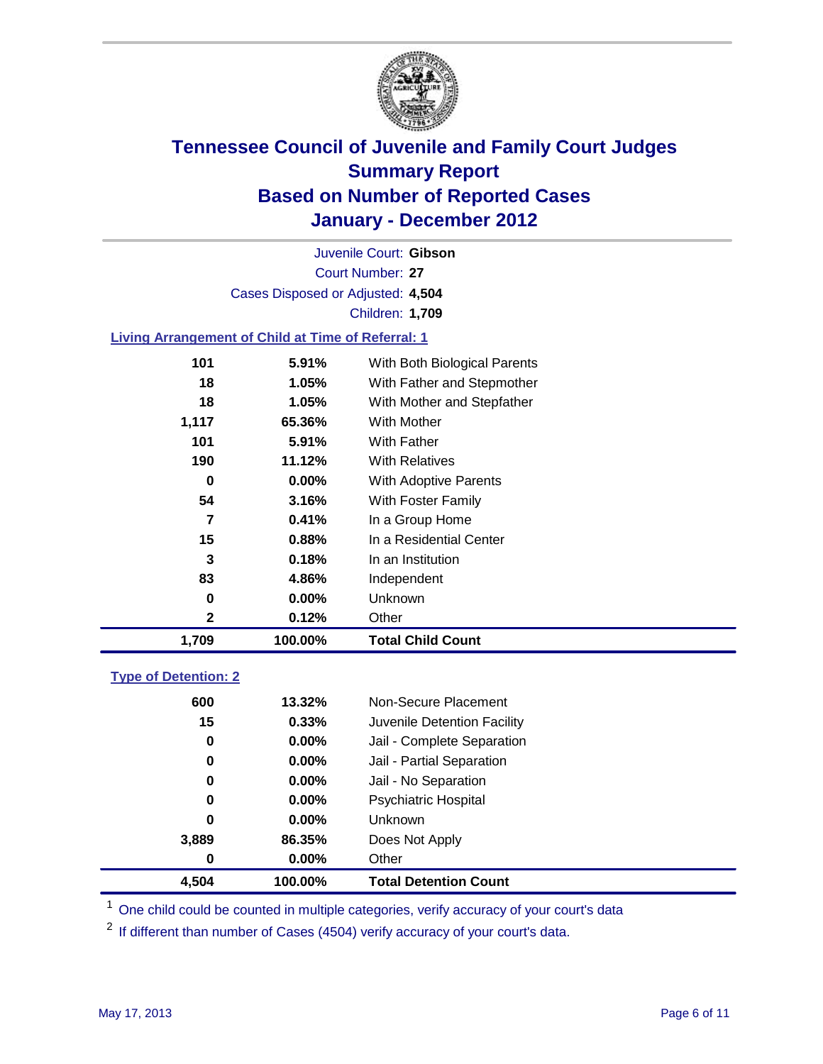# Tennessee Council of Juvenile and Family Court Judges
## Summary Report
## Based on Number of Reported Cases
## January - December 2012

Juvenile Court: **Gibson**
Court Number: **27**
Cases Disposed or Adjusted: **4,504**
Children: **1,709**

### Living Arrangement of Child at Time of Referral: 1

| Count | Percent | Category |
|---|---|---|
| 101 | 5.91% | With Both Biological Parents |
| 18 | 1.05% | With Father and Stepmother |
| 18 | 1.05% | With Mother and Stepfather |
| 1,117 | 65.36% | With Mother |
| 101 | 5.91% | With Father |
| 190 | 11.12% | With Relatives |
| 0 | 0.00% | With Adoptive Parents |
| 54 | 3.16% | With Foster Family |
| 7 | 0.41% | In a Group Home |
| 15 | 0.88% | In a Residential Center |
| 3 | 0.18% | In an Institution |
| 83 | 4.86% | Independent |
| 0 | 0.00% | Unknown |
| 2 | 0.12% | Other |
| **1,709** | **100.00%** | **Total Child Count** |

### Type of Detention: 2

| Count | Percent | Category |
|---|---|---|
| 600 | 13.32% | Non-Secure Placement |
| 15 | 0.33% | Juvenile Detention Facility |
| 0 | 0.00% | Jail - Complete Separation |
| 0 | 0.00% | Jail - Partial Separation |
| 0 | 0.00% | Jail - No Separation |
| 0 | 0.00% | Psychiatric Hospital |
| 0 | 0.00% | Unknown |
| 3,889 | 86.35% | Does Not Apply |
| 0 | 0.00% | Other |
| **4,504** | **100.00%** | **Total Detention Count** |

[1] One child could be counted in multiple categories, verify accuracy of your court's data

[2] If different than number of Cases (4504) verify accuracy of your court's data.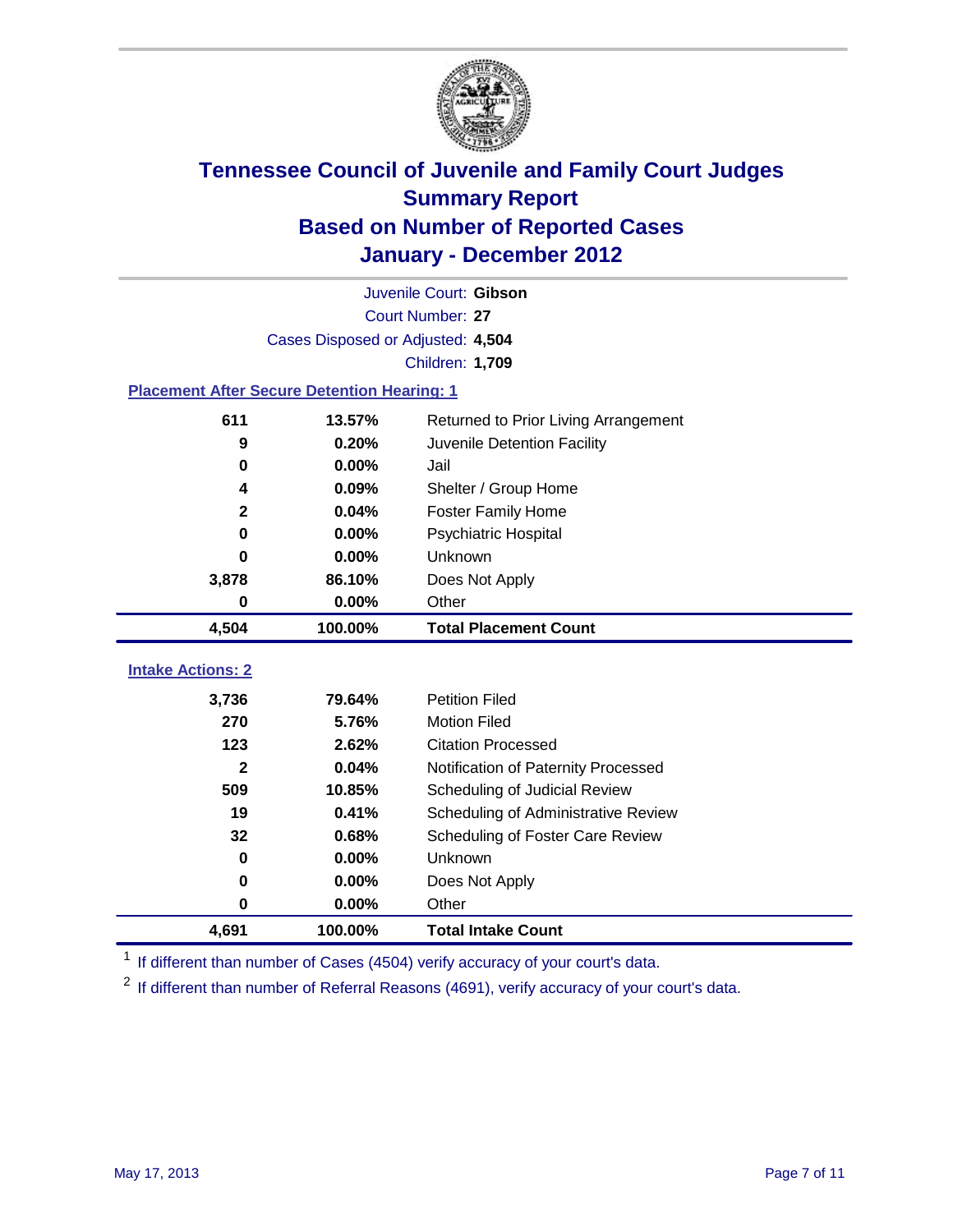# Tennessee Council of Juvenile and Family Court Judges
## Summary Report
## Based on Number of Reported Cases
## January - December 2012

Juvenile Court: **Gibson**
Court Number: **27**
Cases Disposed or Adjusted: **4,504**
Children: **1,709**

### Placement After Secure Detention Hearing: 1

| | | |
|---|---|---|
| 611 | 13.57% | Returned to Prior Living Arrangement |
| 9 | 0.20% | Juvenile Detention Facility |
| 0 | 0.00% | Jail |
| 4 | 0.09% | Shelter / Group Home |
| 2 | 0.04% | Foster Family Home |
| 0 | 0.00% | Psychiatric Hospital |
| 0 | 0.00% | Unknown |
| 3,878 | 86.10% | Does Not Apply |
| 0 | 0.00% | Other |
| **4,504** | **100.00%** | **Total Placement Count** |

### Intake Actions: 2

| | | |
|---|---|---|
| 3,736 | 79.64% | Petition Filed |
| 270 | 5.76% | Motion Filed |
| 123 | 2.62% | Citation Processed |
| 2 | 0.04% | Notification of Paternity Processed |
| 509 | 10.85% | Scheduling of Judicial Review |
| 19 | 0.41% | Scheduling of Administrative Review |
| 32 | 0.68% | Scheduling of Foster Care Review |
| 0 | 0.00% | Unknown |
| 0 | 0.00% | Does Not Apply |
| 0 | 0.00% | Other |
| **4,691** | **100.00%** | **Total Intake Count** |

[1] If different than number of Cases (4504) verify accuracy of your court's data.

[2] If different than number of Referral Reasons (4691), verify accuracy of your court's data.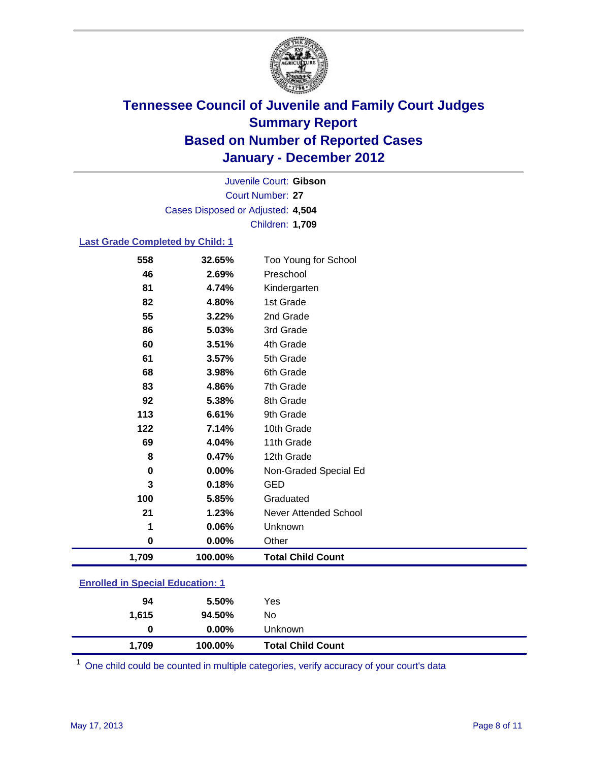# Tennessee Council of Juvenile and Family Court Judges
## Summary Report
## Based on Number of Reported Cases
## January - December 2012

Juvenile Court: **Gibson**

Court Number: **27**

Cases Disposed or Adjusted: **4,504**

Children: **1,709**

### Last Grade Completed by Child: 1

| | | |
|---|---|---|
| 558 | 32.65% | Too Young for School |
| 46 | 2.69% | Preschool |
| 81 | 4.74% | Kindergarten |
| 82 | 4.80% | 1st Grade |
| 55 | 3.22% | 2nd Grade |
| 86 | 5.03% | 3rd Grade |
| 60 | 3.51% | 4th Grade |
| 61 | 3.57% | 5th Grade |
| 68 | 3.98% | 6th Grade |
| 83 | 4.86% | 7th Grade |
| 92 | 5.38% | 8th Grade |
| 113 | 6.61% | 9th Grade |
| 122 | 7.14% | 10th Grade |
| 69 | 4.04% | 11th Grade |
| 8 | 0.47% | 12th Grade |
| 0 | 0.00% | Non-Graded Special Ed |
| 3 | 0.18% | GED |
| 100 | 5.85% | Graduated |
| 21 | 1.23% | Never Attended School |
| 1 | 0.06% | Unknown |
| 0 | 0.00% | Other |
| **1,709** | **100.00%** | **Total Child Count** |

### Enrolled in Special Education: 1

| | | |
|---|---|---|
| 94 | 5.50% | Yes |
| 1,615 | 94.50% | No |
| 0 | 0.00% | Unknown |
| **1,709** | **100.00%** | **Total Child Count** |

[1] One child could be counted in multiple categories, verify accuracy of your court's data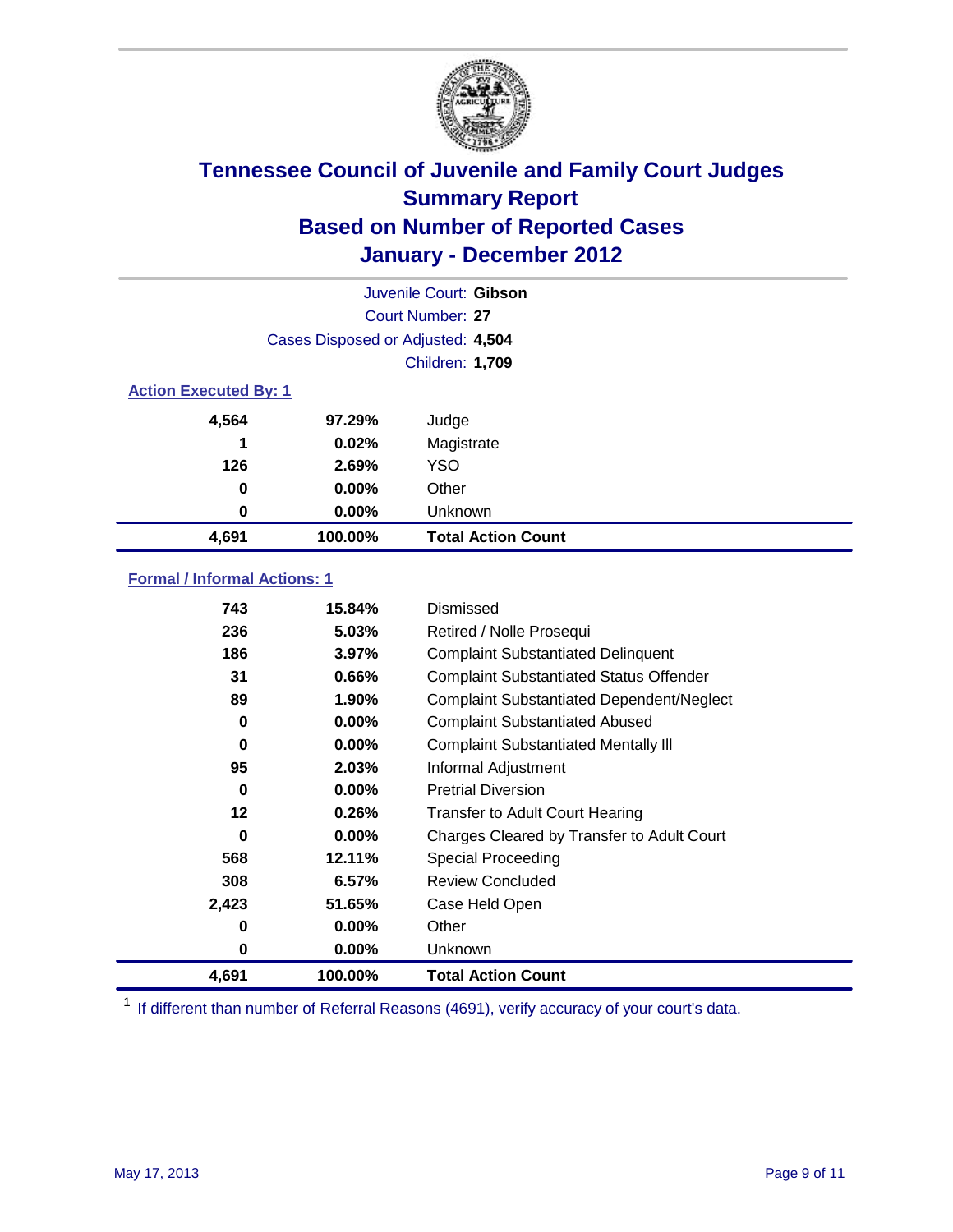# Tennessee Council of Juvenile and Family Court Judges
# Summary Report
# Based on Number of Reported Cases
# January - December 2012

Juvenile Court: **Gibson**

Court Number: **27**

Cases Disposed or Adjusted: **4,504**

Children: **1,709**

### Action Executed By: 1

| | | |
|---|---|---|
| 4,564 | 97.29% | Judge |
| 1 | 0.02% | Magistrate |
| 126 | 2.69% | YSO |
| 0 | 0.00% | Other |
| 0 | 0.00% | Unknown |
| **4,691** | **100.00%** | **Total Action Count** |

### Formal / Informal Actions: 1

| | | |
|---|---|---|
| 743 | 15.84% | Dismissed |
| 236 | 5.03% | Retired / Nolle Prosequi |
| 186 | 3.97% | Complaint Substantiated Delinquent |
| 31 | 0.66% | Complaint Substantiated Status Offender |
| 89 | 1.90% | Complaint Substantiated Dependent/Neglect |
| 0 | 0.00% | Complaint Substantiated Abused |
| 0 | 0.00% | Complaint Substantiated Mentally Ill |
| 95 | 2.03% | Informal Adjustment |
| 0 | 0.00% | Pretrial Diversion |
| 12 | 0.26% | Transfer to Adult Court Hearing |
| 0 | 0.00% | Charges Cleared by Transfer to Adult Court |
| 568 | 12.11% | Special Proceeding |
| 308 | 6.57% | Review Concluded |
| 2,423 | 51.65% | Case Held Open |
| 0 | 0.00% | Other |
| 0 | 0.00% | Unknown |
| **4,691** | **100.00%** | **Total Action Count** |

[1] If different than number of Referral Reasons (4691), verify accuracy of your court's data.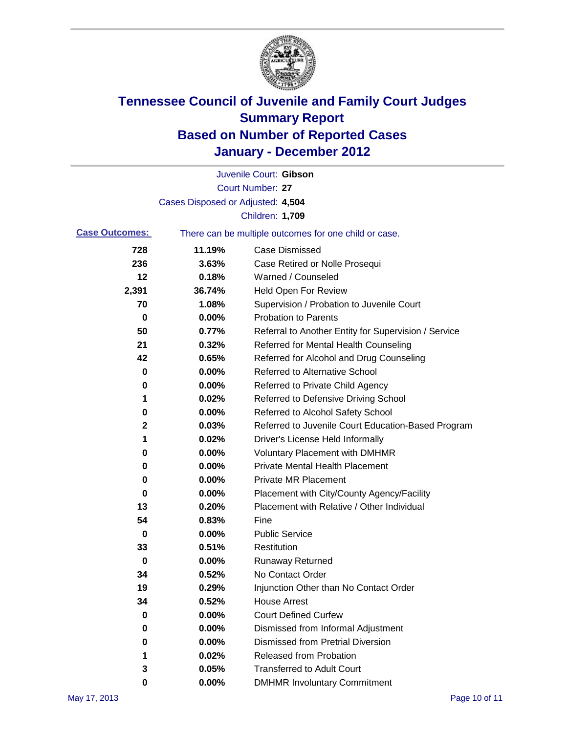# Tennessee Council of Juvenile and Family Court Judges
## Summary Report
## Based on Number of Reported Cases
## January - December 2012

Juvenile Court: **Gibson**

Court Number: **27**

Cases Disposed or Adjusted: **4,504**

Children: **1,709**

**Case Outcomes:** There can be multiple outcomes for one child or case.

| Count | Percent | Outcome |
|---|---|---|
| 728 | 11.19% | Case Dismissed |
| 236 | 3.63% | Case Retired or Nolle Prosequi |
| 12 | 0.18% | Warned / Counseled |
| 2,391 | 36.74% | Held Open For Review |
| 70 | 1.08% | Supervision / Probation to Juvenile Court |
| 0 | 0.00% | Probation to Parents |
| 50 | 0.77% | Referral to Another Entity for Supervision / Service |
| 21 | 0.32% | Referred for Mental Health Counseling |
| 42 | 0.65% | Referred for Alcohol and Drug Counseling |
| 0 | 0.00% | Referred to Alternative School |
| 0 | 0.00% | Referred to Private Child Agency |
| 1 | 0.02% | Referred to Defensive Driving School |
| 0 | 0.00% | Referred to Alcohol Safety School |
| 2 | 0.03% | Referred to Juvenile Court Education-Based Program |
| 1 | 0.02% | Driver's License Held Informally |
| 0 | 0.00% | Voluntary Placement with DMHMR |
| 0 | 0.00% | Private Mental Health Placement |
| 0 | 0.00% | Private MR Placement |
| 0 | 0.00% | Placement with City/County Agency/Facility |
| 13 | 0.20% | Placement with Relative / Other Individual |
| 54 | 0.83% | Fine |
| 0 | 0.00% | Public Service |
| 33 | 0.51% | Restitution |
| 0 | 0.00% | Runaway Returned |
| 34 | 0.52% | No Contact Order |
| 19 | 0.29% | Injunction Other than No Contact Order |
| 34 | 0.52% | House Arrest |
| 0 | 0.00% | Court Defined Curfew |
| 0 | 0.00% | Dismissed from Informal Adjustment |
| 0 | 0.00% | Dismissed from Pretrial Diversion |
| 1 | 0.02% | Released from Probation |
| 3 | 0.05% | Transferred to Adult Court |
| 0 | 0.00% | DMHMR Involuntary Commitment |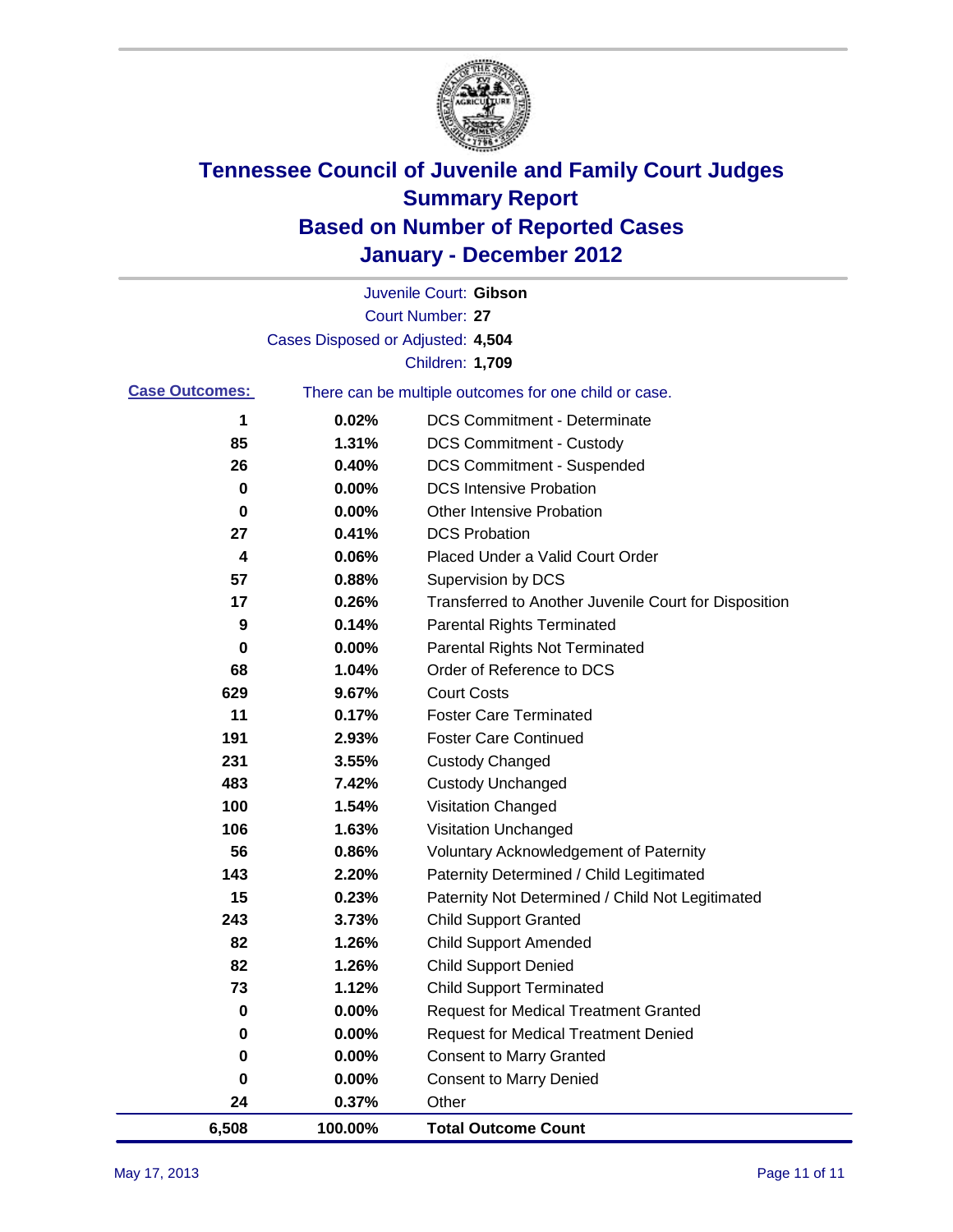# Tennessee Council of Juvenile and Family Court Judges
## Summary Report
## Based on Number of Reported Cases
## January - December 2012

Juvenile Court: **Gibson**

Court Number: **27**

Cases Disposed or Adjusted: **4,504**

Children: **1,709**

**Case Outcomes:** There can be multiple outcomes for one child or case.

| | | |
|---|---|---|
| 1 | 0.02% | DCS Commitment - Determinate |
| 85 | 1.31% | DCS Commitment - Custody |
| 26 | 0.40% | DCS Commitment - Suspended |
| 0 | 0.00% | DCS Intensive Probation |
| 0 | 0.00% | Other Intensive Probation |
| 27 | 0.41% | DCS Probation |
| 4 | 0.06% | Placed Under a Valid Court Order |
| 57 | 0.88% | Supervision by DCS |
| 17 | 0.26% | Transferred to Another Juvenile Court for Disposition |
| 9 | 0.14% | Parental Rights Terminated |
| 0 | 0.00% | Parental Rights Not Terminated |
| 68 | 1.04% | Order of Reference to DCS |
| 629 | 9.67% | Court Costs |
| 11 | 0.17% | Foster Care Terminated |
| 191 | 2.93% | Foster Care Continued |
| 231 | 3.55% | Custody Changed |
| 483 | 7.42% | Custody Unchanged |
| 100 | 1.54% | Visitation Changed |
| 106 | 1.63% | Visitation Unchanged |
| 56 | 0.86% | Voluntary Acknowledgement of Paternity |
| 143 | 2.20% | Paternity Determined / Child Legitimated |
| 15 | 0.23% | Paternity Not Determined / Child Not Legitimated |
| 243 | 3.73% | Child Support Granted |
| 82 | 1.26% | Child Support Amended |
| 82 | 1.26% | Child Support Denied |
| 73 | 1.12% | Child Support Terminated |
| 0 | 0.00% | Request for Medical Treatment Granted |
| 0 | 0.00% | Request for Medical Treatment Denied |
| 0 | 0.00% | Consent to Marry Granted |
| 0 | 0.00% | Consent to Marry Denied |
| 24 | 0.37% | Other |
| **6,508** | **100.00%** | **Total Outcome Count** |

May 17, 2013